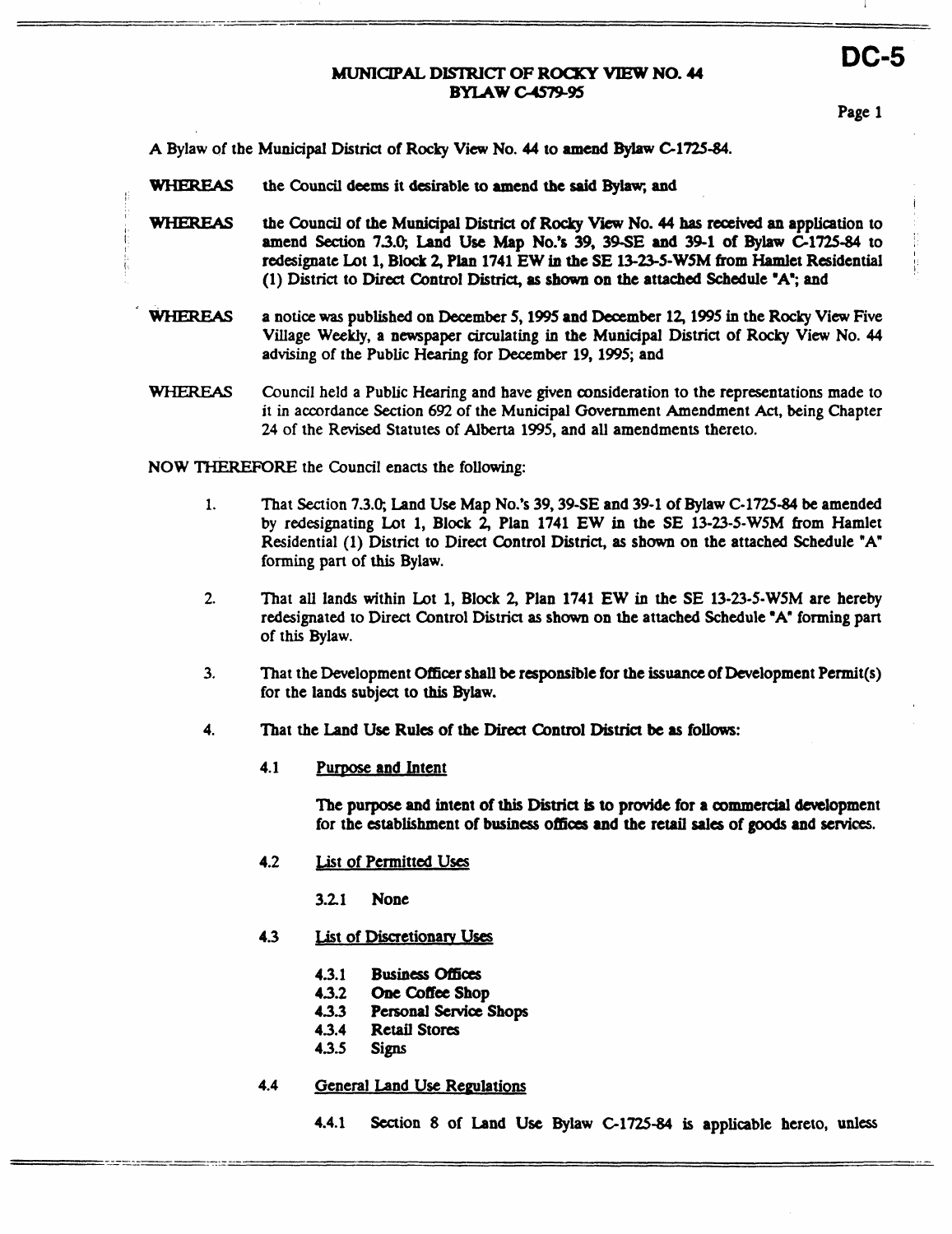**DC-5**

# MUNICIPAL DISTRICT OF ROCKY VIEW NO. 44
## BYLAW C-4579-95

A Bylaw of the Municipal District of Rocky View No. 44 to amend Bylaw C-1725-84.

**WHEREAS** the Council deems it desirable to amend the said Bylaw; and

**WHEREAS** the Council of the Municipal District of Rocky View No. 44 has received an application to amend Section 7.3.0; Land Use Map No.'s 39, 39-SE and 39-1 of Bylaw C-1725-84 to redesignate Lot 1, Block 2, Plan 1741 EW in the SE 13-23-5-W5M from Hamlet Residential (1) District to Direct Control District, as shown on the attached Schedule "A"; and

**WHEREAS** a notice was published on December 5, 1995 and December 12, 1995 in the Rocky View Five Village Weekly, a newspaper circulating in the Municipal District of Rocky View No. 44 advising of the Public Hearing for December 19, 1995; and

**WHEREAS** Council held a Public Hearing and have given consideration to the representations made to it in accordance Section 692 of the Municipal Government Amendment Act, being Chapter 24 of the Revised Statutes of Alberta 1995, and all amendments thereto.

NOW THEREFORE the Council enacts the following:

1. That Section 7.3.0; Land Use Map No.'s 39, 39-SE and 39-1 of Bylaw C-1725-84 be amended by redesignating Lot 1, Block 2, Plan 1741 EW in the SE 13-23-5-W5M from Hamlet Residential (1) District to Direct Control District, as shown on the attached Schedule "A" forming part of this Bylaw.

2. That all lands within Lot 1, Block 2, Plan 1741 EW in the SE 13-23-5-W5M are hereby redesignated to Direct Control District as shown on the attached Schedule "A" forming part of this Bylaw.

3. That the Development Officer shall be responsible for the issuance of Development Permit(s) for the lands subject to this Bylaw.

4. That the Land Use Rules of the Direct Control District be as follows:

   4.1 Purpose and Intent

   **The purpose and intent of this District is to provide for a commercial development for the establishment of business offices and the retail sales of goods and services.**

   4.2 List of Permitted Uses

   3.2.1 None

   4.3 List of Discretionary Uses

   4.3.1 Business Offices
   4.3.2 One Coffee Shop
   4.3.3 Personal Service Shops
   4.3.4 Retail Stores
   4.3.5 Signs

   4.4 General Land Use Regulations

   4.4.1 Section 8 of Land Use Bylaw C-1725-84 is applicable hereto, unless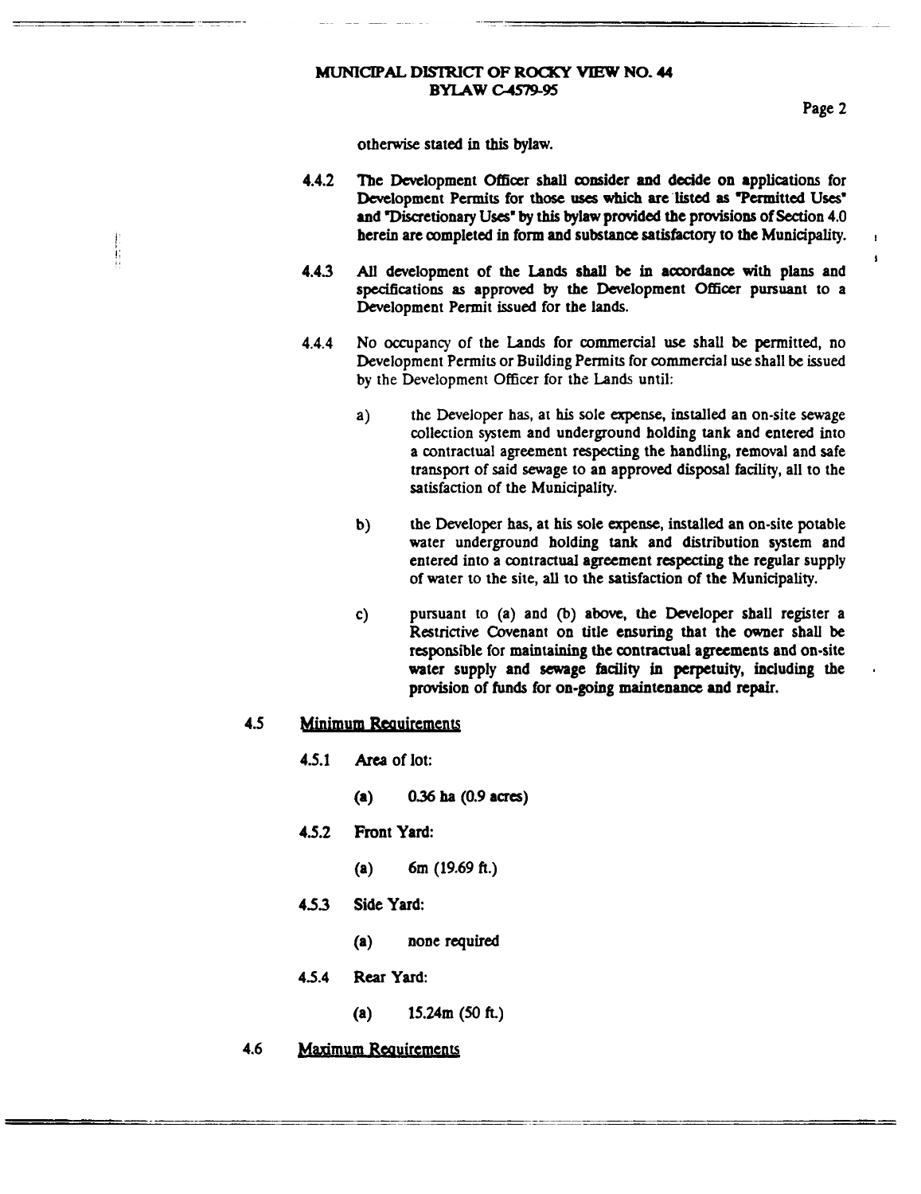otherwise stated in this bylaw.

4.4.2 The Development Officer shall consider and decide on applications for Development Permits for those uses which are listed as "Permitted Uses" and "Discretionary Uses" by this bylaw provided the provisions of Section 4.0 herein are completed in form and substance satisfactory to the Municipality.

4.4.3 All development of the Lands shall be in accordance with plans and specifications as approved by the Development Officer pursuant to a Development Permit issued for the lands.

4.4.4 No occupancy of the Lands for commercial use shall be permitted, no Development Permits or Building Permits for commercial use shall be issued by the Development Officer for the Lands until:

a) the Developer has, at his sole expense, installed an on-site sewage collection system and underground holding tank and entered into a contractual agreement respecting the handling, removal and safe transport of said sewage to an approved disposal facility, all to the satisfaction of the Municipality.

b) the Developer has, at his sole expense, installed an on-site potable water underground holding tank and distribution system and entered into a contractual agreement respecting the regular supply of water to the site, all to the satisfaction of the Municipality.

c) pursuant to (a) and (b) above, the Developer shall register a Restrictive Covenant on title ensuring that the owner shall be responsible for maintaining the contractual agreements and on-site water supply and sewage facility in perpetuity, including the provision of funds for on-going maintenance and repair.

4.5 Minimum Requirements

4.5.1 Area of lot:

(a) 0.36 ha (0.9 acres)

4.5.2 Front Yard:

(a) 6m (19.69 ft.)

4.5.3 Side Yard:

(a) none required

4.5.4 Rear Yard:

(a) 15.24m (50 ft.)

4.6 Maximum Requirements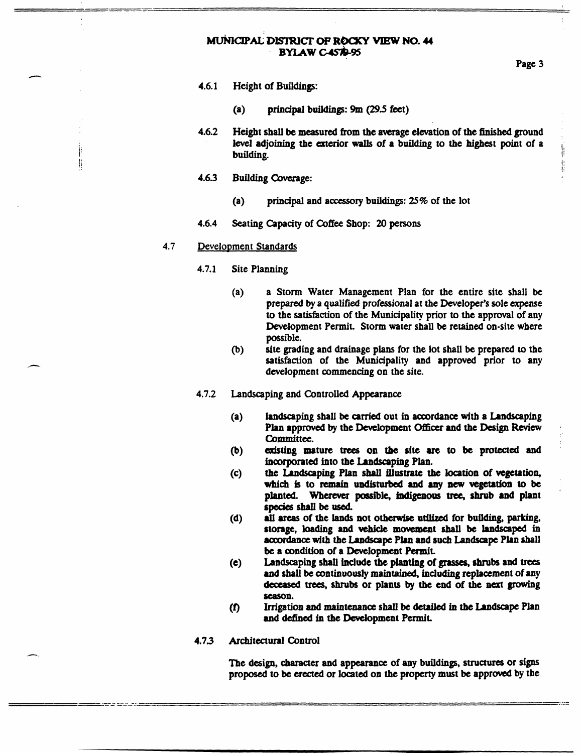4.6.1 Height of Buildings:

(a) principal buildings: 9m (29.5 feet)

4.6.2 Height shall be measured from the average elevation of the finished ground level adjoining the exterior walls of a building to the highest point of a building.

4.6.3 Building Coverage:

(a) principal and accessory buildings: 25% of the lot

4.6.4 Seating Capacity of Coffee Shop: 20 persons

4.7 Development Standards

4.7.1 Site Planning

(a) a Storm Water Management Plan for the entire site shall be prepared by a qualified professional at the Developer's sole expense to the satisfaction of the Municipality prior to the approval of any Development Permit. Storm water shall be retained on-site where possible.

(b) site grading and drainage plans for the lot shall be prepared to the satisfaction of the Municipality and approved prior to any development commencing on the site.

4.7.2 Landscaping and Controlled Appearance

(a) landscaping shall be carried out in accordance with a Landscaping Plan approved by the Development Officer and the Design Review Committee.

(b) existing mature trees on the site are to be protected and incorporated into the Landscaping Plan.

(c) the Landscaping Plan shall illustrate the location of vegetation, which is to remain undisturbed and any new vegetation to be planted. Wherever possible, indigenous tree, shrub and plant species shall be used.

(d) all areas of the lands not otherwise utilized for building, parking, storage, loading and vehicle movement shall be landscaped in accordance with the Landscape Plan and such Landscape Plan shall be a condition of a Development Permit.

(e) Landscaping shall include the planting of grasses, shrubs and trees and shall be continuously maintained, including replacement of any deceased trees, shrubs or plants by the end of the next growing season.

(f) Irrigation and maintenance shall be detailed in the Landscape Plan and defined in the Development Permit.

4.7.3 Architectural Control

The design, character and appearance of any buildings, structures or signs proposed to be erected or located on the property must be approved by the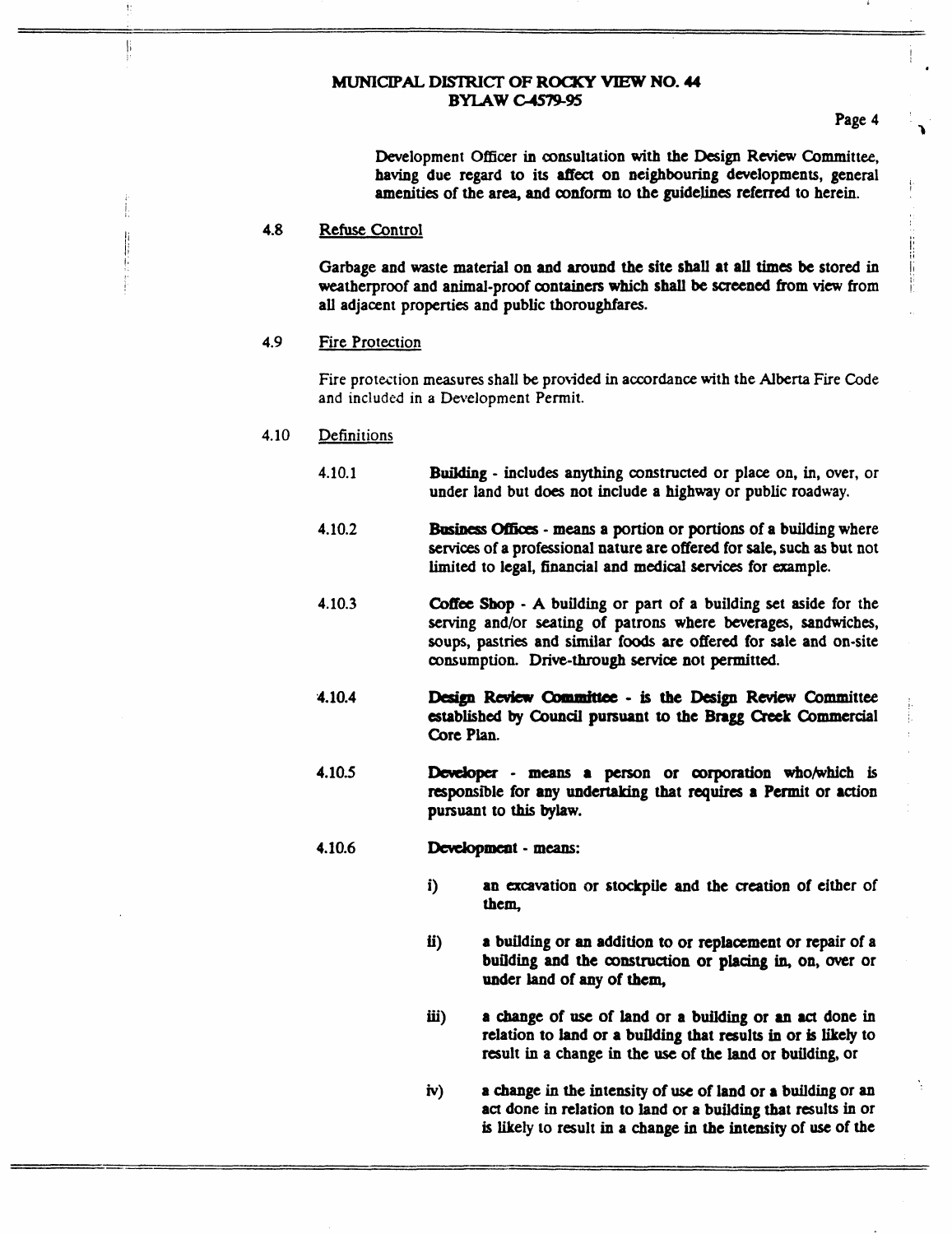Development Officer in consultation with the Design Review Committee, having due regard to its affect on neighbouring developments, general amenities of the area, and conform to the guidelines referred to herein.

4.8 Refuse Control

Garbage and waste material on and around the site shall at all times be stored in weatherproof and animal-proof containers which shall be screened from view from all adjacent properties and public thoroughfares.

4.9 Fire Protection

Fire protection measures shall be provided in accordance with the Alberta Fire Code and included in a Development Permit.

4.10 Definitions

4.10.1 **Building** - includes anything constructed or place on, in, over, or under land but does not include a highway or public roadway.

4.10.2 **Business Offices** - means a portion or portions of a building where services of a professional nature are offered for sale, such as but not limited to legal, financial and medical services for example.

4.10.3 **Coffee Shop** - A building or part of a building set aside for the serving and/or seating of patrons where beverages, sandwiches, soups, pastries and similar foods are offered for sale and on-site consumption. Drive-through service not permitted.

4.10.4 **Design Review Committee** - is the Design Review Committee established by Council pursuant to the Bragg Creek Commercial Core Plan.

4.10.5 **Developer** - means a person or corporation who/which is responsible for any undertaking that requires a Permit or action pursuant to this bylaw.

4.10.6 **Development** - means:

i) an excavation or stockpile and the creation of either of them,

ii) a building or an addition to or replacement or repair of a building and the construction or placing in, on, over or under land of any of them,

iii) a change of use of land or a building or an act done in relation to land or a building that results in or is likely to result in a change in the use of the land or building, or

iv) a change in the intensity of use of land or a building or an act done in relation to land or a building that results in or is likely to result in a change in the intensity of use of the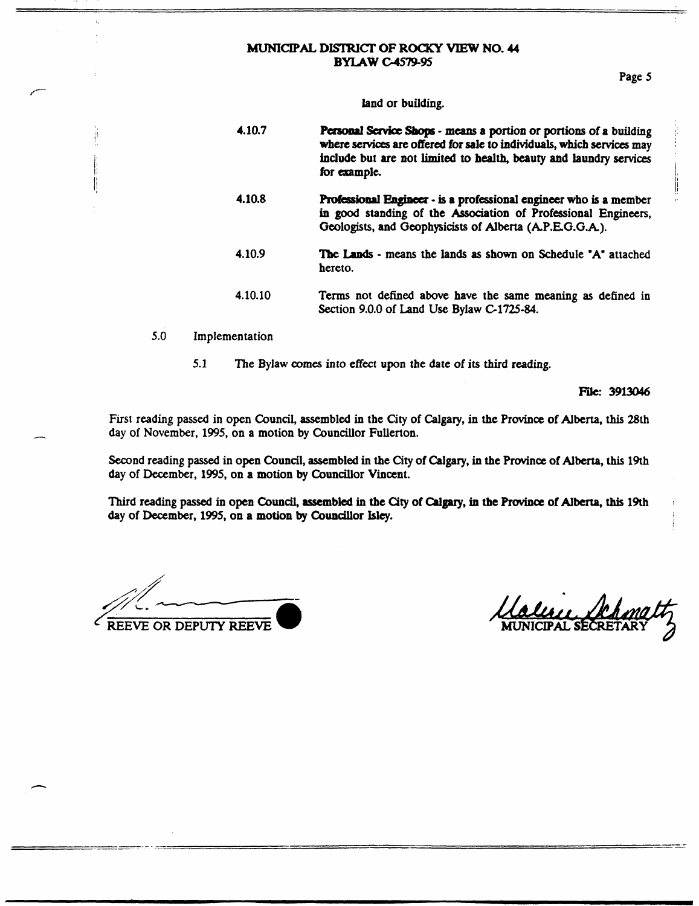land or building.

4.10.7 **Personal Service Shops** - means a portion or portions of a building where services are offered for sale to individuals, which services may include but are not limited to health, beauty and laundry services for example.

4.10.8 **Professional Engineer** - is a professional engineer who is a member in good standing of the Association of Professional Engineers, Geologists, and Geophysicists of Alberta (A.P.E.G.G.A.).

4.10.9 **The Lands** - means the lands as shown on Schedule "A" attached hereto.

4.10.10 Terms not defined above have the same meaning as defined in Section 9.0.0 of Land Use Bylaw C-1725-84.

5.0 Implementation

5.1 The Bylaw comes into effect upon the date of its third reading.

File: 3913046

First reading passed in open Council, assembled in the City of Calgary, in the Province of Alberta, this 28th day of November, 1995, on a motion by Councillor Fullerton.

Second reading passed in open Council, assembled in the City of Calgary, in the Province of Alberta, this 19th day of December, 1995, on a motion by Councillor Vincent.

Third reading passed in open Council, assembled in the City of Calgary, in the Province of Alberta, this 19th day of December, 1995, on a motion by Councillor Isley.

REEVE OR DEPUTY REEVE

MUNICIPAL SECRETARY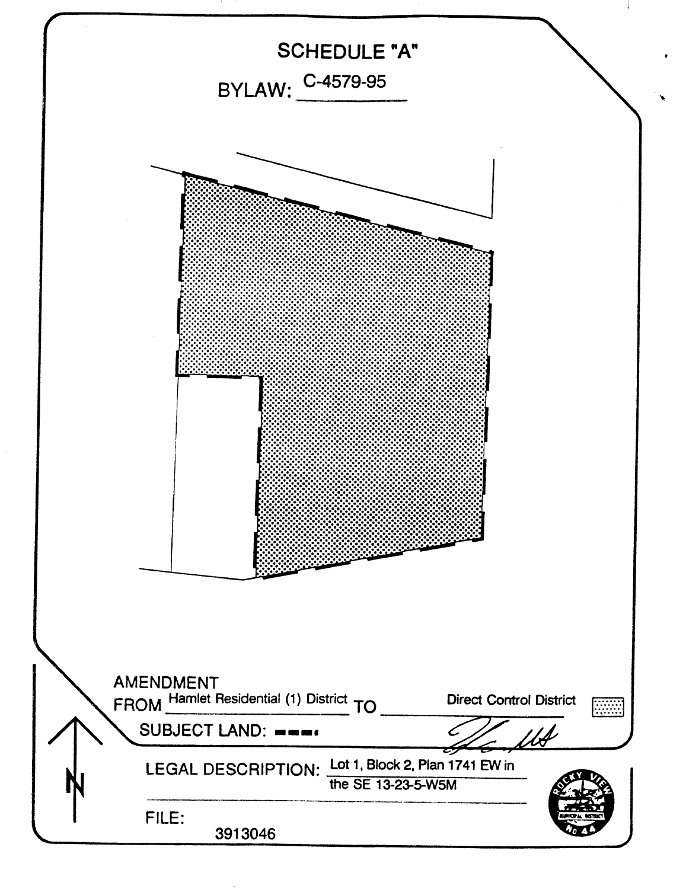# SCHEDULE "A"

BYLAW: C-4579-95

AMENDMENT

FROM Hamlet Residential (1) District TO Direct Control District

SUBJECT LAND: ▬▬▬

LEGAL DESCRIPTION: Lot 1, Block 2, Plan 1741 EW in the SE 13-23-5-W5M

FILE: 3913046